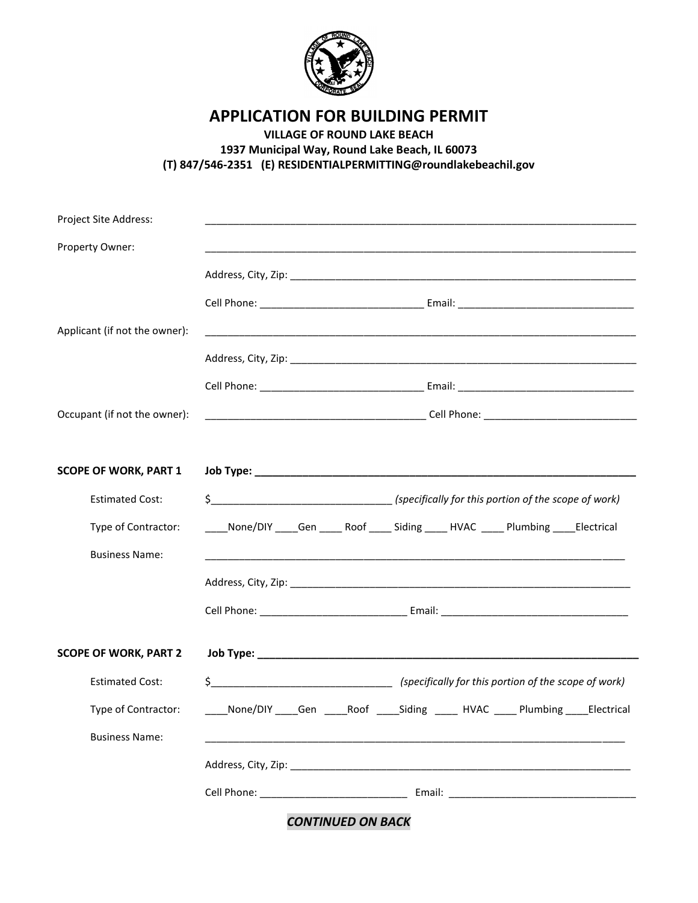# APPLICATION FOR BUILDING PERMIT

**VILLAGE OF ROUND LAKE BEACH**
**1937 Municipal Way, Round Lake Beach, IL 60073**
**(T) 847/546-2351 (E) RESIDENTIALPERMITTING@roundlakebeachil.gov**

Project Site Address: ____________________________________________

Property Owner: ____________________________________________

Address, City, Zip: ____________________________________________

Cell Phone: ____________________ Email: ____________________

Applicant (if not the owner): ____________________________________________

Address, City, Zip: ____________________________________________

Cell Phone: ____________________ Email: ____________________

Occupant (if not the owner): ____________________ Cell Phone: ____________________

**SCOPE OF WORK, PART 1** **Job Type: ____________________________________________**

Estimated Cost: $____________________ *(specifically for this portion of the scope of work)*

Type of Contractor: ____None/DIY ____Gen ____ Roof ____ Siding ____ HVAC ____ Plumbing ____Electrical

Business Name: ____________________________________________

Address, City, Zip: ____________________________________________

Cell Phone: ____________________ Email: ____________________

**SCOPE OF WORK, PART 2** **Job Type: ____________________________________________**

Estimated Cost: $____________________ *(specifically for this portion of the scope of work)*

Type of Contractor: ____None/DIY ____Gen ____Roof ____Siding ____ HVAC ____ Plumbing ____Electrical

Business Name: ____________________________________________

Address, City, Zip: ____________________________________________

Cell Phone: ____________________ Email: ____________________

***CONTINUED ON BACK***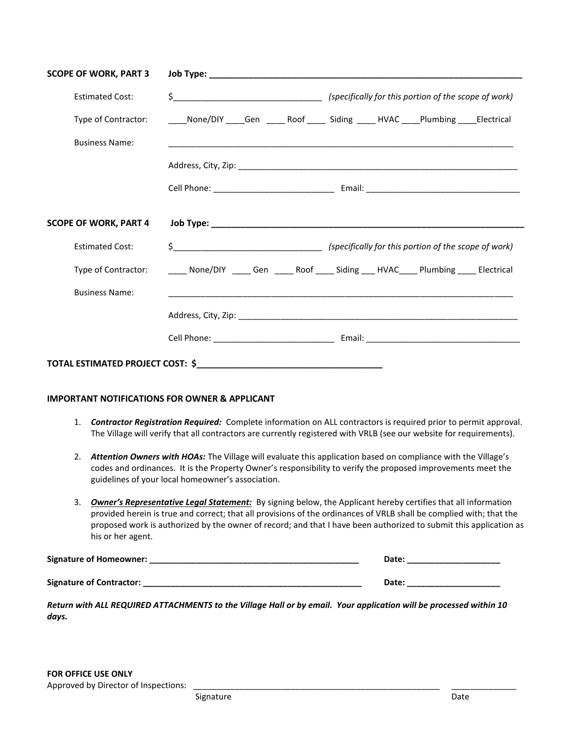**SCOPE OF WORK, PART 3** Job Type: ______________________________________________________________

Estimated Cost: $______________________________ *(specifically for this portion of the scope of work)*

Type of Contractor: ____None/DIY ____Gen ____ Roof ____ Siding ____ HVAC ____Plumbing ____Electrical

Business Name: ______________________________________________________________________

Address, City, Zip: ______________________________________________________________

Cell Phone: ________________________ Email: ______________________________

**SCOPE OF WORK, PART 4** Job Type: ______________________________________________________________

Estimated Cost: $______________________________ *(specifically for this portion of the scope of work)*

Type of Contractor: ____ None/DIY ____ Gen ____ Roof ____ Siding ___ HVAC____ Plumbing ____ Electrical

Business Name: ______________________________________________________________________

Address, City, Zip: ______________________________________________________________

Cell Phone: ________________________ Email: ______________________________

**TOTAL ESTIMATED PROJECT COST: $____________________________________**

**IMPORTANT NOTIFICATIONS FOR OWNER & APPLICANT**

1. ***Contractor Registration Required:*** Complete information on ALL contractors is required prior to permit approval. The Village will verify that all contractors are currently registered with VRLB (see our website for requirements).

2. ***Attention Owners with HOAs:*** The Village will evaluate this application based on compliance with the Village's codes and ordinances. It is the Property Owner's responsibility to verify the proposed improvements meet the guidelines of your local homeowner's association.

3. ***Owner's Representative Legal Statement:*** By signing below, the Applicant hereby certifies that all information provided herein is true and correct; that all provisions of the ordinances of VRLB shall be complied with; that the proposed work is authorized by the owner of record; and that I have been authorized to submit this application as his or her agent.

**Signature of Homeowner: ____________________________________________ Date: ___________________**

**Signature of Contractor: _____________________________________________ Date: ___________________**

***Return with ALL REQUIRED ATTACHMENTS to the Village Hall or by email. Your application will be processed within 10 days.***

**FOR OFFICE USE ONLY**

Approved by Director of Inspections: ____________________________________________ _____________

Signature Date